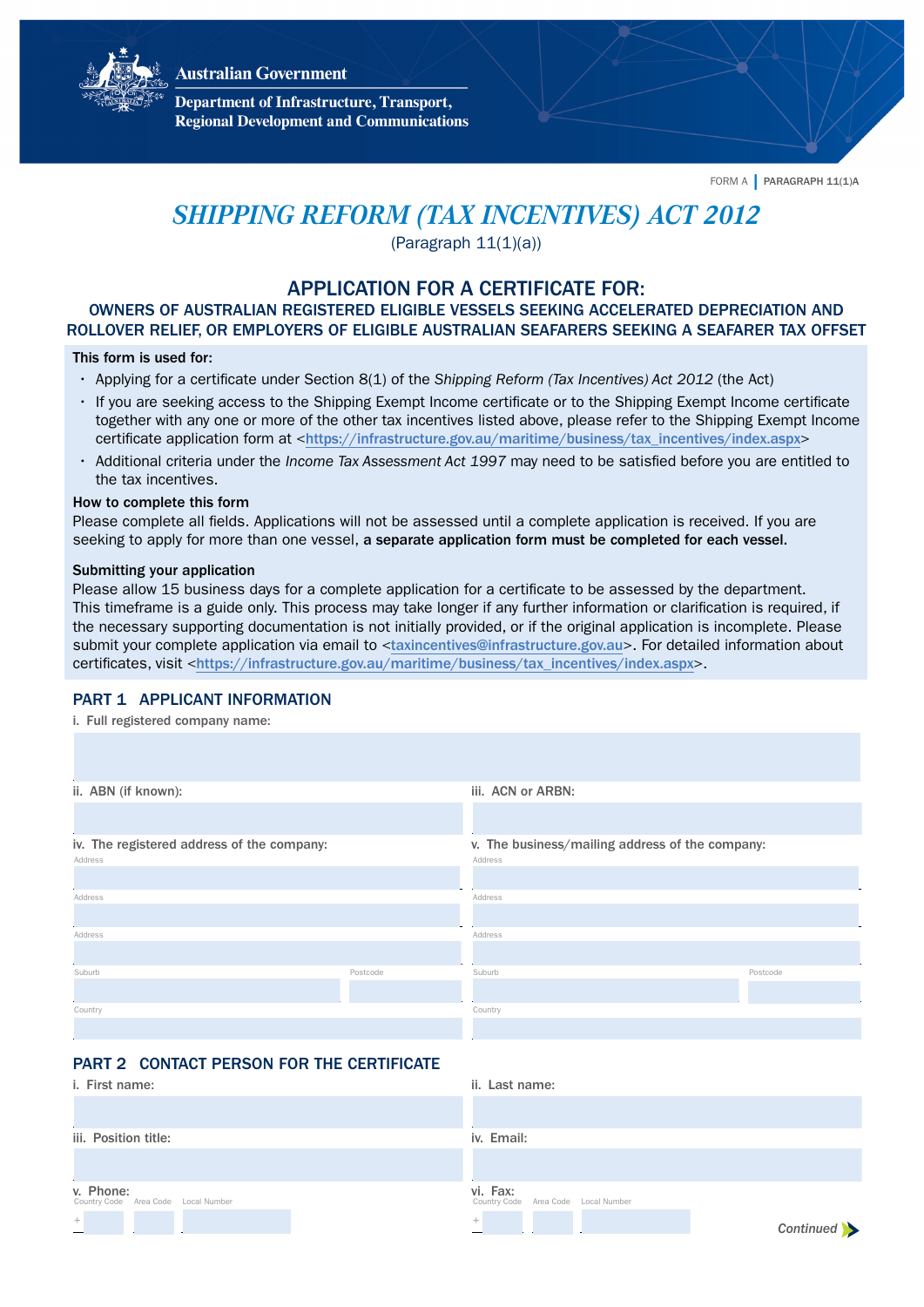Australian Government

Department of Infrastructure, Transport, Regional Development and Communications

FORM A | PARAGRAPH 11(1)A

# *SHIPPING REFORM (TAX INCENTIVES) ACT 2012*

(Paragraph 11(1)(a))

## APPLICATION FOR A CERTIFICATE FOR:

### OWNERS OF AUSTRALIAN REGISTERED ELIGIBLE VESSELS SEEKING ACCELERATED DEPRECIATION AND ROLLOVER RELIEF, OR EMPLOYERS OF ELIGIBLE AUSTRALIAN SEAFARERS SEEKING A SEAFARER TAX OFFSET

**This form is used for:**

- Applying for a certificate under Section 8(1) of the *Shipping Reform (Tax Incentives) Act 2012* (the Act)
- If you are seeking access to the Shipping Exempt Income certificate or to the Shipping Exempt Income certificate together with any one or more of the other tax incentives listed above, please refer to the Shipping Exempt Income certificate application form at <https://infrastructure.gov.au/maritime/business/tax_incentives/index.aspx>
- Additional criteria under the *Income Tax Assessment Act 1997* may need to be satisfied before you are entitled to the tax incentives.

**How to complete this form**

Please complete all fields. Applications will not be assessed until a complete application is received. If you are seeking to apply for more than one vessel, **a separate application form must be completed for each vessel.**

**Submitting your application**

Please allow 15 business days for a complete application for a certificate to be assessed by the department. This timeframe is a guide only. This process may take longer if any further information or clarification is required, if the necessary supporting documentation is not initially provided, or if the original application is incomplete. Please submit your complete application via email to <taxincentives@infrastructure.gov.au>. For detailed information about certificates, visit <https://infrastructure.gov.au/maritime/business/tax_incentives/index.aspx>.

## PART 1 APPLICANT INFORMATION

i. Full registered company name:

ii. ABN (if known):

iii. ACN or ARBN:

iv. The registered address of the company:

Address

Address

Address

Suburb

Postcode

Country

v. The business/mailing address of the company:

Address

Address

Address

Suburb

Postcode

Country

## PART 2 CONTACT PERSON FOR THE CERTIFICATE

i. First name:

ii. Last name:

iii. Position title:

iv. Email:

v. Phone:

Country Code + | Area Code | Local Number

vi. Fax:

Country Code + | Area Code | Local Number

Continued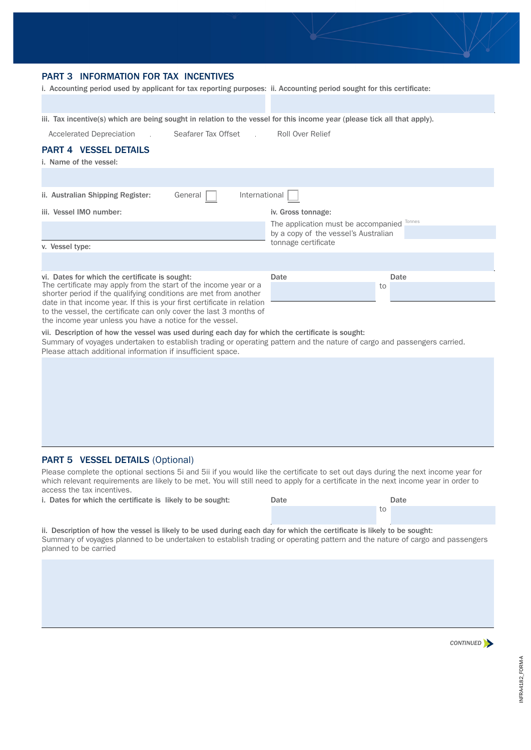## PART 3 INFORMATION FOR TAX INCENTIVES

**i. Accounting period used by applicant for tax reporting purposes:**

**ii. Accounting period sought for this certificate:**

**iii. Tax incentive(s) which are being sought in relation to the vessel for this income year (please tick all that apply).**

Accelerated Depreciation

Seafarer Tax Offset

Roll Over Relief

## PART 4 VESSEL DETAILS

**i. Name of the vessel:**

**ii. Australian Shipping Register:** General ☐ International ☐

**iii. Vessel IMO number:**

**iv. Gross tonnage:**

The application must be accompanied by a copy of the vessel's Australian tonnage certificate

Tonnes

**v. Vessel type:**

**vi. Dates for which the certificate is sought:**

The certificate may apply from the start of the income year or a shorter period if the qualifying conditions are met from another date in that income year. If this is your first certificate in relation to the vessel, the certificate can only cover the last 3 months of the income year unless you have a notice for the vessel.

Date ______ to Date ______

**vii. Description of how the vessel was used during each day for which the certificate is sought:**

Summary of voyages undertaken to establish trading or operating pattern and the nature of cargo and passengers carried. Please attach additional information if insufficient space.

## PART 5 VESSEL DETAILS (Optional)

Please complete the optional sections 5i and 5ii if you would like the certificate to set out days during the next income year for which relevant requirements are likely to be met. You will still need to apply for a certificate in the next income year in order to access the tax incentives.

**i. Dates for which the certificate is likely to be sought:**

Date ______ to Date ______

**ii. Description of how the vessel is likely to be used during each day for which the certificate is likely to be sought:**

Summary of voyages planned to be undertaken to establish trading or operating pattern and the nature of cargo and passengers planned to be carried

*CONTINUED*

INFRA4182_FORM-A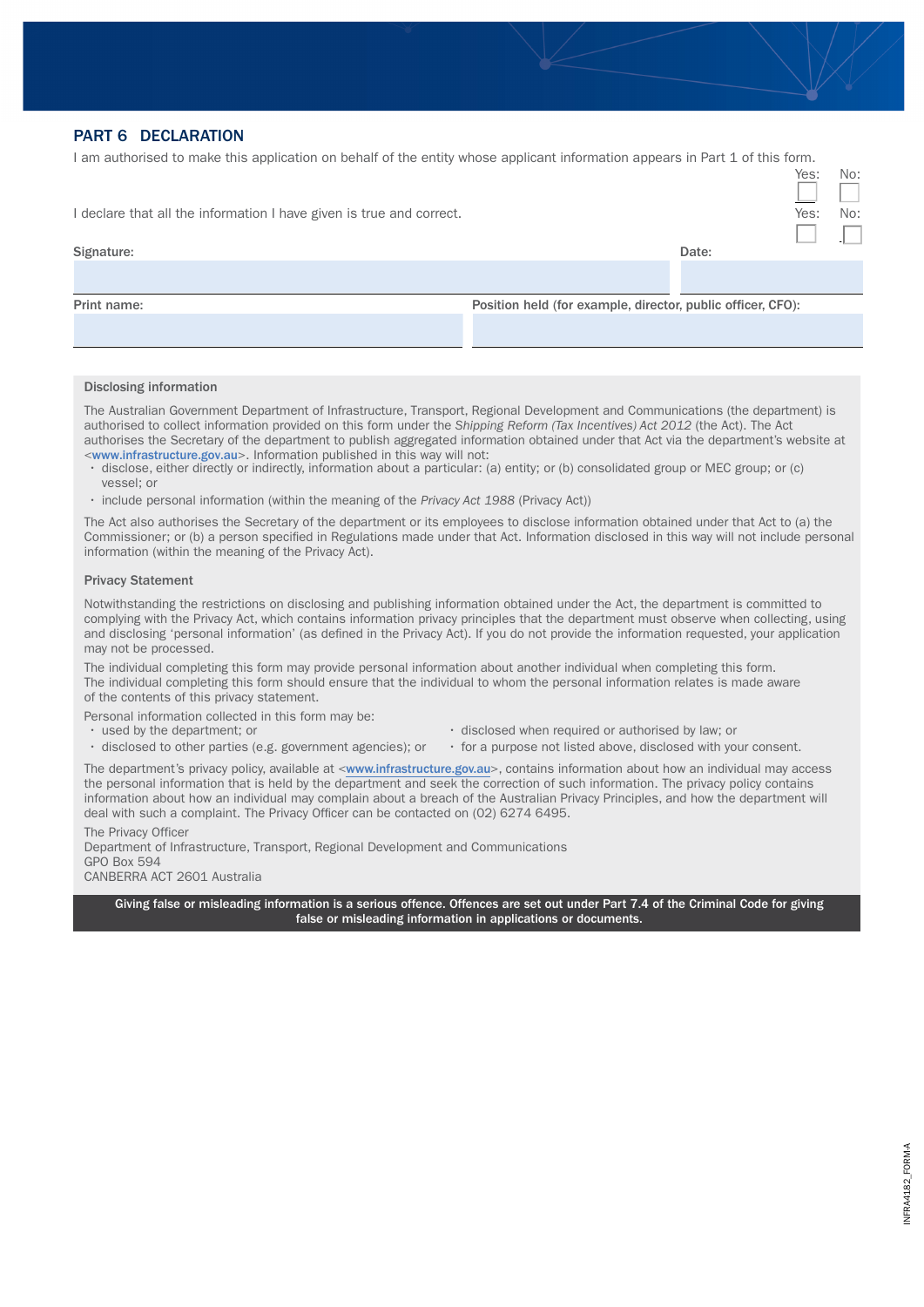## PART 6 DECLARATION

I am authorised to make this application on behalf of the entity whose applicant information appears in Part 1 of this form. Yes: ☐ No: ☐

I declare that all the information I have given is true and correct. Yes: ☐ No: ☐

| Signature: | Date: |
|---|---|
| | |

| Print name: | Position held (for example, director, public officer, CFO): |
|---|---|
| | |

### Disclosing information

The Australian Government Department of Infrastructure, Transport, Regional Development and Communications (the department) is authorised to collect information provided on this form under the *Shipping Reform (Tax Incentives) Act 2012* (the Act). The Act authorises the Secretary of the department to publish aggregated information obtained under that Act via the department's website at <www.infrastructure.gov.au>. Information published in this way will not:

- disclose, either directly or indirectly, information about a particular: (a) entity; or (b) consolidated group or MEC group; or (c) vessel; or
- include personal information (within the meaning of the *Privacy Act 1988* (Privacy Act))

The Act also authorises the Secretary of the department or its employees to disclose information obtained under that Act to (a) the Commissioner; or (b) a person specified in Regulations made under that Act. Information disclosed in this way will not include personal information (within the meaning of the Privacy Act).

### Privacy Statement

Notwithstanding the restrictions on disclosing and publishing information obtained under the Act, the department is committed to complying with the Privacy Act, which contains information privacy principles that the department must observe when collecting, using and disclosing 'personal information' (as defined in the Privacy Act). If you do not provide the information requested, your application may not be processed.

The individual completing this form may provide personal information about another individual when completing this form. The individual completing this form should ensure that the individual to whom the personal information relates is made aware of the contents of this privacy statement.

Personal information collected in this form may be:

- used by the department; or
- disclosed to other parties (e.g. government agencies); or
- disclosed when required or authorised by law; or
- for a purpose not listed above, disclosed with your consent.

The department's privacy policy, available at <www.infrastructure.gov.au>, contains information about how an individual may access the personal information that is held by the department and seek the correction of such information. The privacy policy contains information about how an individual may complain about a breach of the Australian Privacy Principles, and how the department will deal with such a complaint. The Privacy Officer can be contacted on (02) 6274 6495.

The Privacy Officer
Department of Infrastructure, Transport, Regional Development and Communications
GPO Box 594
CANBERRA ACT 2601 Australia

**Giving false or misleading information is a serious offence. Offences are set out under Part 7.4 of the Criminal Code for giving false or misleading information in applications or documents.**

INFRA4182_FORM A